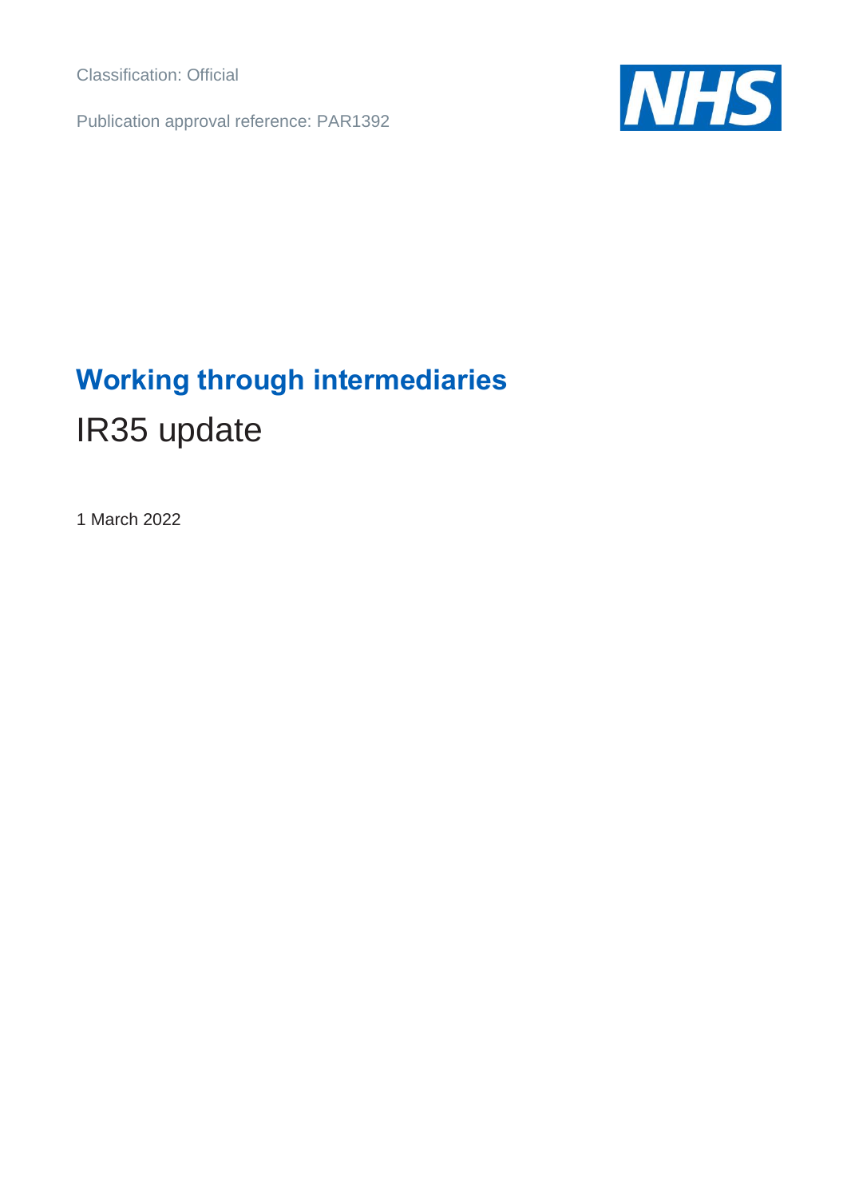Classification: Official

Publication approval reference: PAR1392

NHS

# Working through intermediaries

## IR35 update

1 March 2022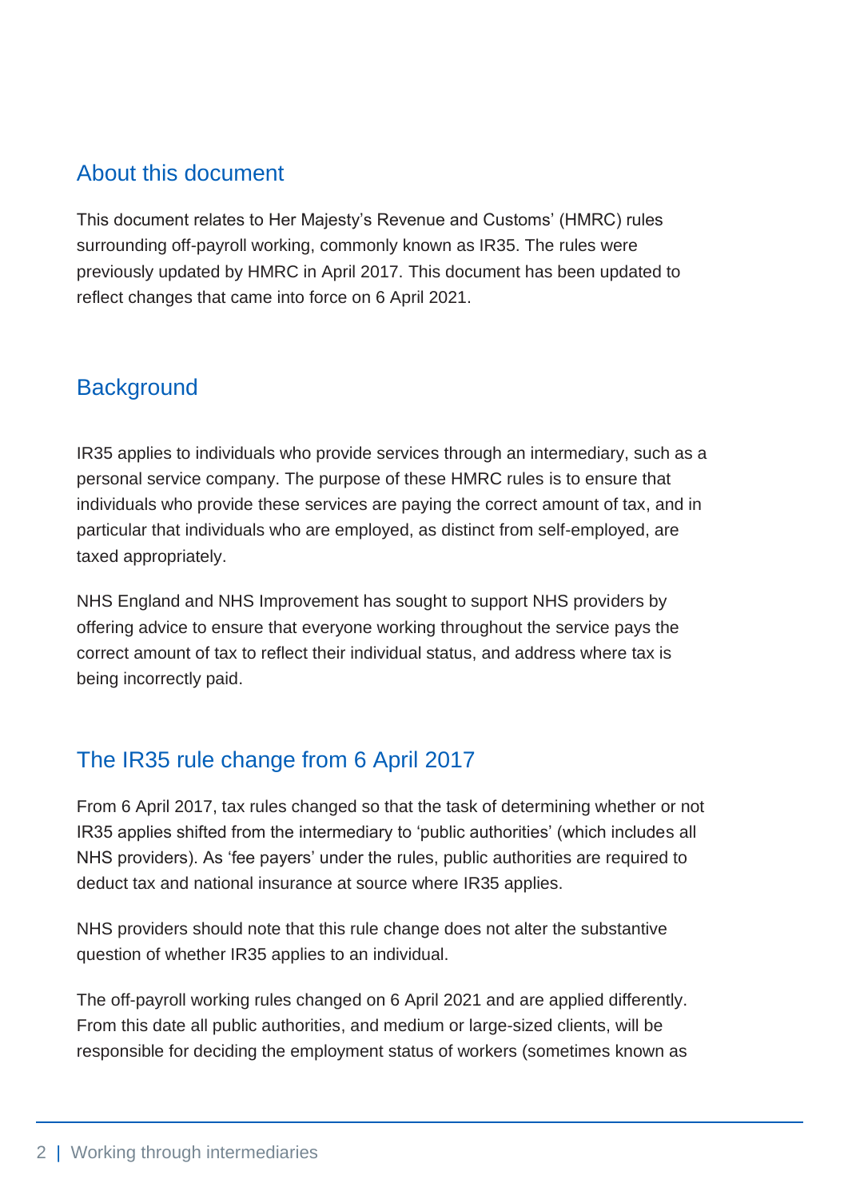## About this document

This document relates to Her Majesty's Revenue and Customs' (HMRC) rules surrounding off-payroll working, commonly known as IR35. The rules were previously updated by HMRC in April 2017. This document has been updated to reflect changes that came into force on 6 April 2021.

## Background

IR35 applies to individuals who provide services through an intermediary, such as a personal service company. The purpose of these HMRC rules is to ensure that individuals who provide these services are paying the correct amount of tax, and in particular that individuals who are employed, as distinct from self-employed, are taxed appropriately.

NHS England and NHS Improvement has sought to support NHS providers by offering advice to ensure that everyone working throughout the service pays the correct amount of tax to reflect their individual status, and address where tax is being incorrectly paid.

## The IR35 rule change from 6 April 2017

From 6 April 2017, tax rules changed so that the task of determining whether or not IR35 applies shifted from the intermediary to 'public authorities' (which includes all NHS providers). As 'fee payers' under the rules, public authorities are required to deduct tax and national insurance at source where IR35 applies.

NHS providers should note that this rule change does not alter the substantive question of whether IR35 applies to an individual.

The off-payroll working rules changed on 6 April 2021 and are applied differently. From this date all public authorities, and medium or large-sized clients, will be responsible for deciding the employment status of workers (sometimes known as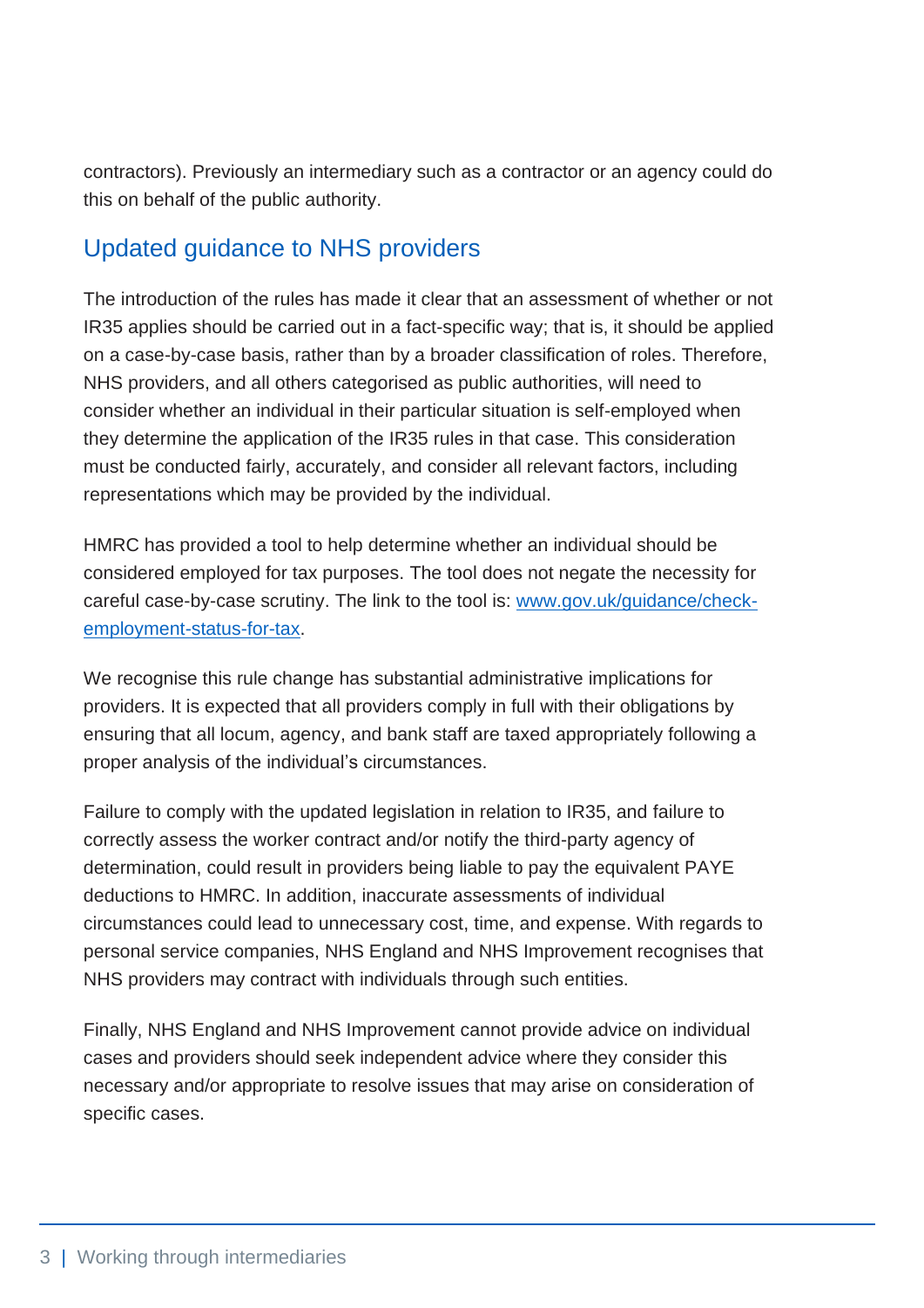contractors). Previously an intermediary such as a contractor or an agency could do this on behalf of the public authority.

## Updated guidance to NHS providers

The introduction of the rules has made it clear that an assessment of whether or not IR35 applies should be carried out in a fact-specific way; that is, it should be applied on a case-by-case basis, rather than by a broader classification of roles. Therefore, NHS providers, and all others categorised as public authorities, will need to consider whether an individual in their particular situation is self-employed when they determine the application of the IR35 rules in that case. This consideration must be conducted fairly, accurately, and consider all relevant factors, including representations which may be provided by the individual.

HMRC has provided a tool to help determine whether an individual should be considered employed for tax purposes. The tool does not negate the necessity for careful case-by-case scrutiny. The link to the tool is: [www.gov.uk/guidance/check-employment-status-for-tax](www.gov.uk/guidance/check-employment-status-for-tax).

We recognise this rule change has substantial administrative implications for providers. It is expected that all providers comply in full with their obligations by ensuring that all locum, agency, and bank staff are taxed appropriately following a proper analysis of the individual's circumstances.

Failure to comply with the updated legislation in relation to IR35, and failure to correctly assess the worker contract and/or notify the third-party agency of determination, could result in providers being liable to pay the equivalent PAYE deductions to HMRC. In addition, inaccurate assessments of individual circumstances could lead to unnecessary cost, time, and expense. With regards to personal service companies, NHS England and NHS Improvement recognises that NHS providers may contract with individuals through such entities.

Finally, NHS England and NHS Improvement cannot provide advice on individual cases and providers should seek independent advice where they consider this necessary and/or appropriate to resolve issues that may arise on consideration of specific cases.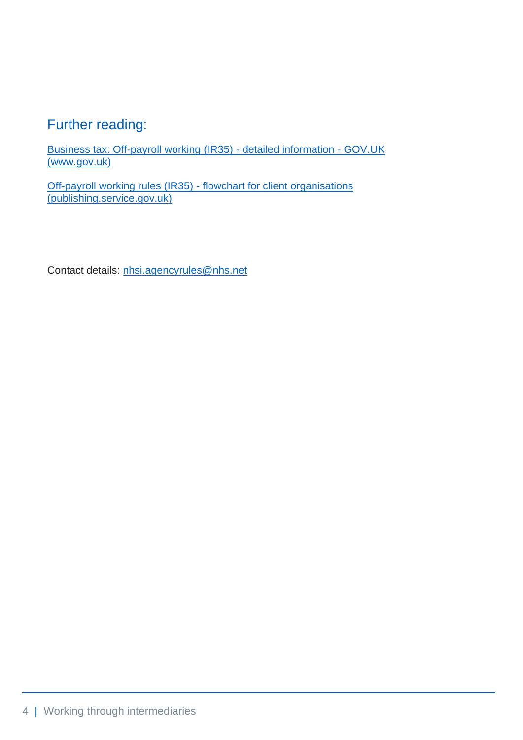## Further reading:

Business tax: Off-payroll working (IR35) - detailed information - GOV.UK (www.gov.uk)

Off-payroll working rules (IR35) - flowchart for client organisations (publishing.service.gov.uk)

Contact details: nhsi.agencyrules@nhs.net